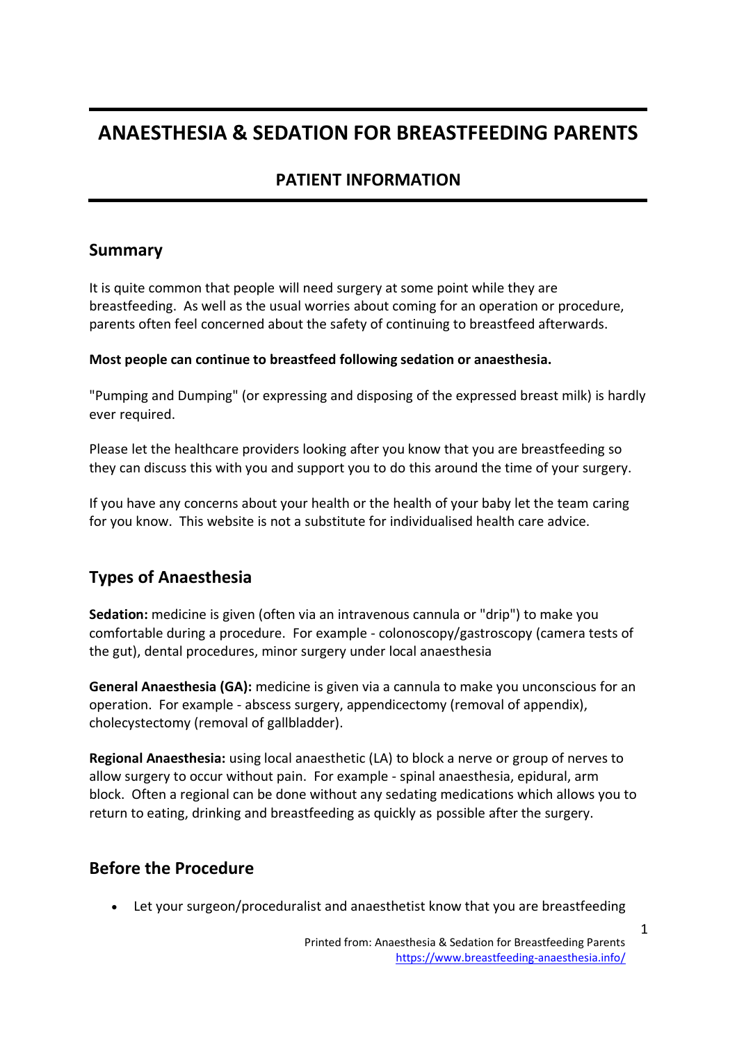# ANAESTHESIA & SEDATION FOR BREASTFEEDING PARENTS

## PATIENT INFORMATION

## Summary

It is quite common that people will need surgery at some point while they are breastfeeding. As well as the usual worries about coming for an operation or procedure, parents often feel concerned about the safety of continuing to breastfeed afterwards.

**Most people can continue to breastfeed following sedation or anaesthesia.**

"Pumping and Dumping" (or expressing and disposing of the expressed breast milk) is hardly ever required.

Please let the healthcare providers looking after you know that you are breastfeeding so they can discuss this with you and support you to do this around the time of your surgery.

If you have any concerns about your health or the health of your baby let the team caring for you know. This website is not a substitute for individualised health care advice.

## Types of Anaesthesia

**Sedation:** medicine is given (often via an intravenous cannula or "drip") to make you comfortable during a procedure. For example - colonoscopy/gastroscopy (camera tests of the gut), dental procedures, minor surgery under local anaesthesia

**General Anaesthesia (GA):** medicine is given via a cannula to make you unconscious for an operation. For example - abscess surgery, appendicectomy (removal of appendix), cholecystectomy (removal of gallbladder).

**Regional Anaesthesia:** using local anaesthetic (LA) to block a nerve or group of nerves to allow surgery to occur without pain. For example - spinal anaesthesia, epidural, arm block. Often a regional can be done without any sedating medications which allows you to return to eating, drinking and breastfeeding as quickly as possible after the surgery.

## Before the Procedure

- Let your surgeon/proceduralist and anaesthetist know that you are breastfeeding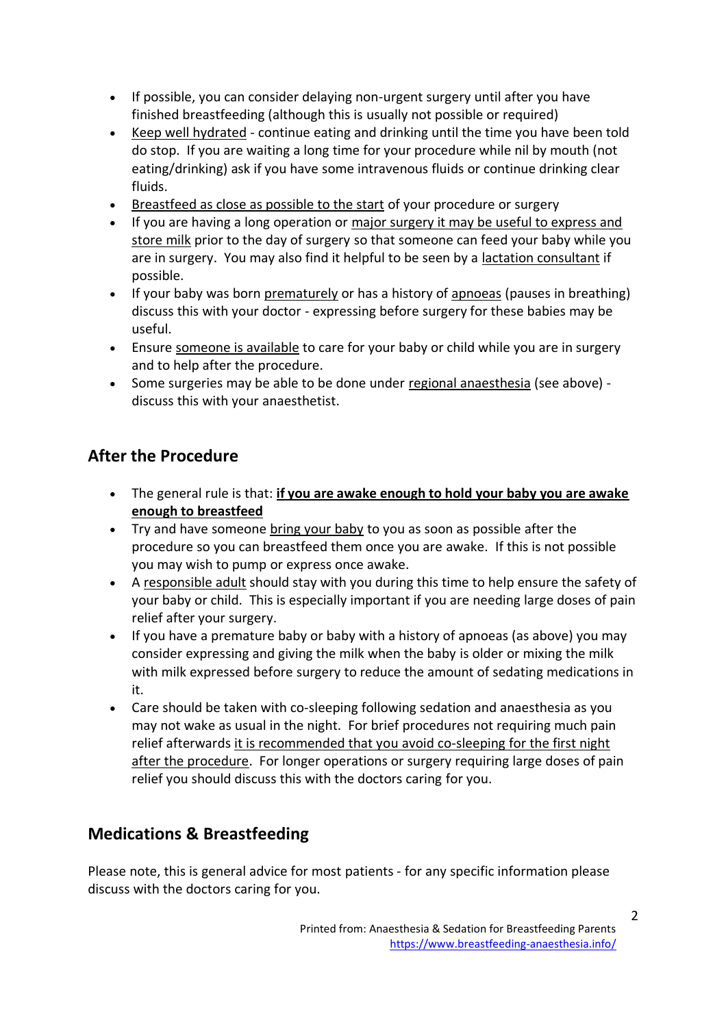- If possible, you can consider delaying non-urgent surgery until after you have finished breastfeeding (although this is usually not possible or required)
- Keep well hydrated - continue eating and drinking until the time you have been told do stop. If you are waiting a long time for your procedure while nil by mouth (not eating/drinking) ask if you have some intravenous fluids or continue drinking clear fluids.
- Breastfeed as close as possible to the start of your procedure or surgery
- If you are having a long operation or major surgery it may be useful to express and store milk prior to the day of surgery so that someone can feed your baby while you are in surgery. You may also find it helpful to be seen by a lactation consultant if possible.
- If your baby was born prematurely or has a history of apnoeas (pauses in breathing) discuss this with your doctor - expressing before surgery for these babies may be useful.
- Ensure someone is available to care for your baby or child while you are in surgery and to help after the procedure.
- Some surgeries may be able to be done under regional anaesthesia (see above) - discuss this with your anaesthetist.

## After the Procedure

- The general rule is that: **if you are awake enough to hold your baby you are awake enough to breastfeed**
- Try and have someone bring your baby to you as soon as possible after the procedure so you can breastfeed them once you are awake. If this is not possible you may wish to pump or express once awake.
- A responsible adult should stay with you during this time to help ensure the safety of your baby or child. This is especially important if you are needing large doses of pain relief after your surgery.
- If you have a premature baby or baby with a history of apnoeas (as above) you may consider expressing and giving the milk when the baby is older or mixing the milk with milk expressed before surgery to reduce the amount of sedating medications in it.
- Care should be taken with co-sleeping following sedation and anaesthesia as you may not wake as usual in the night. For brief procedures not requiring much pain relief afterwards it is recommended that you avoid co-sleeping for the first night after the procedure. For longer operations or surgery requiring large doses of pain relief you should discuss this with the doctors caring for you.

## Medications & Breastfeeding

Please note, this is general advice for most patients - for any specific information please discuss with the doctors caring for you.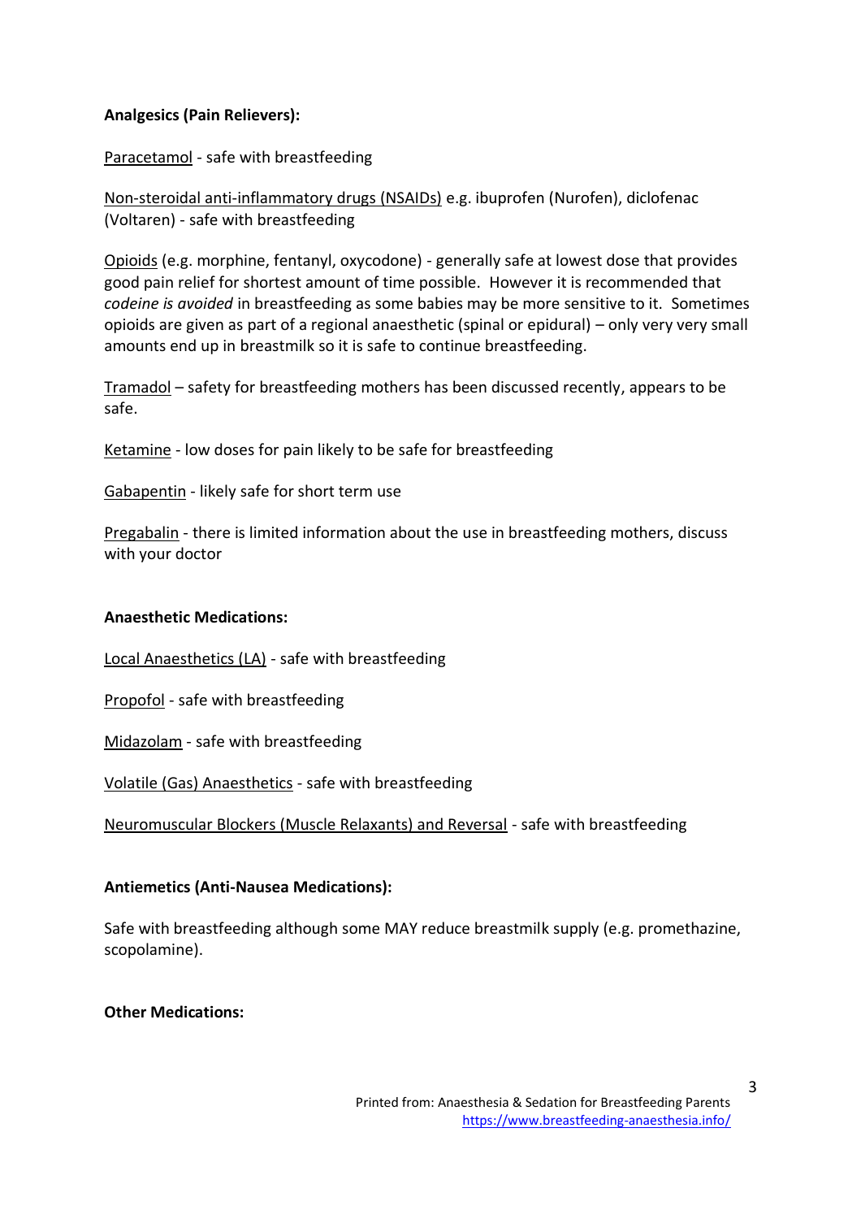**Analgesics (Pain Relievers):**

Paracetamol - safe with breastfeeding

Non-steroidal anti-inflammatory drugs (NSAIDs) e.g. ibuprofen (Nurofen), diclofenac (Voltaren) - safe with breastfeeding

Opioids (e.g. morphine, fentanyl, oxycodone) - generally safe at lowest dose that provides good pain relief for shortest amount of time possible. However it is recommended that *codeine is avoided* in breastfeeding as some babies may be more sensitive to it. Sometimes opioids are given as part of a regional anaesthetic (spinal or epidural) – only very very small amounts end up in breastmilk so it is safe to continue breastfeeding.

Tramadol – safety for breastfeeding mothers has been discussed recently, appears to be safe.

Ketamine - low doses for pain likely to be safe for breastfeeding

Gabapentin - likely safe for short term use

Pregabalin - there is limited information about the use in breastfeeding mothers, discuss with your doctor

**Anaesthetic Medications:**

Local Anaesthetics (LA) - safe with breastfeeding

Propofol - safe with breastfeeding

Midazolam - safe with breastfeeding

Volatile (Gas) Anaesthetics - safe with breastfeeding

Neuromuscular Blockers (Muscle Relaxants) and Reversal - safe with breastfeeding

**Antiemetics (Anti-Nausea Medications):**

Safe with breastfeeding although some MAY reduce breastmilk supply (e.g. promethazine, scopolamine).

**Other Medications:**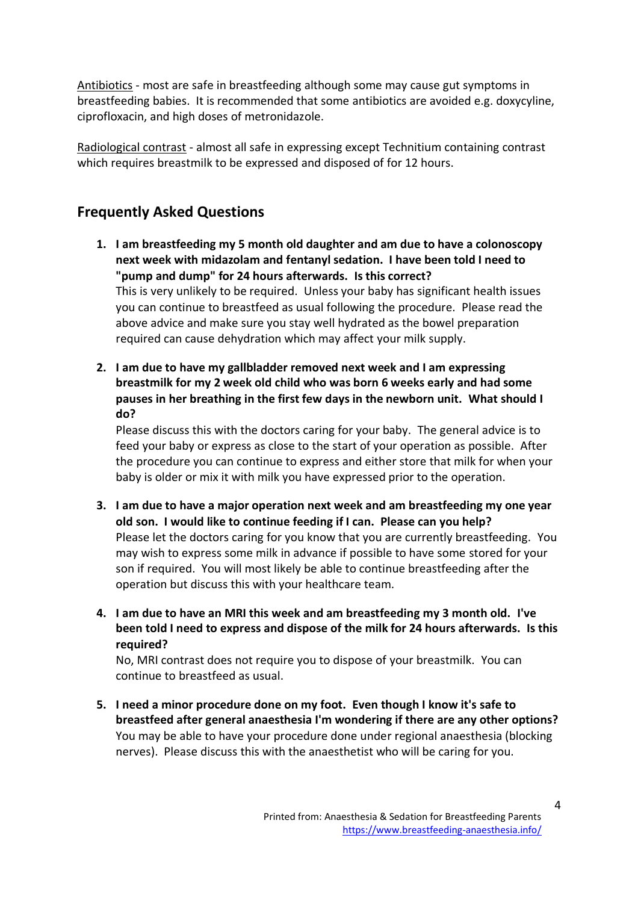<u>Antibiotics</u> - most are safe in breastfeeding although some may cause gut symptoms in breastfeeding babies. It is recommended that some antibiotics are avoided e.g. doxycyline, ciprofloxacin, and high doses of metronidazole.

<u>Radiological contrast</u> - almost all safe in expressing except Technitium containing contrast which requires breastmilk to be expressed and disposed of for 12 hours.

## Frequently Asked Questions

1. **I am breastfeeding my 5 month old daughter and am due to have a colonoscopy next week with midazolam and fentanyl sedation. I have been told I need to "pump and dump" for 24 hours afterwards. Is this correct?**
   This is very unlikely to be required. Unless your baby has significant health issues you can continue to breastfeed as usual following the procedure. Please read the above advice and make sure you stay well hydrated as the bowel preparation required can cause dehydration which may affect your milk supply.

2. **I am due to have my gallbladder removed next week and I am expressing breastmilk for my 2 week old child who was born 6 weeks early and had some pauses in her breathing in the first few days in the newborn unit. What should I do?**
   Please discuss this with the doctors caring for your baby. The general advice is to feed your baby or express as close to the start of your operation as possible. After the procedure you can continue to express and either store that milk for when your baby is older or mix it with milk you have expressed prior to the operation.

3. **I am due to have a major operation next week and am breastfeeding my one year old son. I would like to continue feeding if I can. Please can you help?**
   Please let the doctors caring for you know that you are currently breastfeeding. You may wish to express some milk in advance if possible to have some stored for your son if required. You will most likely be able to continue breastfeeding after the operation but discuss this with your healthcare team.

4. **I am due to have an MRI this week and am breastfeeding my 3 month old. I've been told I need to express and dispose of the milk for 24 hours afterwards. Is this required?**
   No, MRI contrast does not require you to dispose of your breastmilk. You can continue to breastfeed as usual.

5. **I need a minor procedure done on my foot. Even though I know it's safe to breastfeed after general anaesthesia I'm wondering if there are any other options?**
   You may be able to have your procedure done under regional anaesthesia (blocking nerves). Please discuss this with the anaesthetist who will be caring for you.